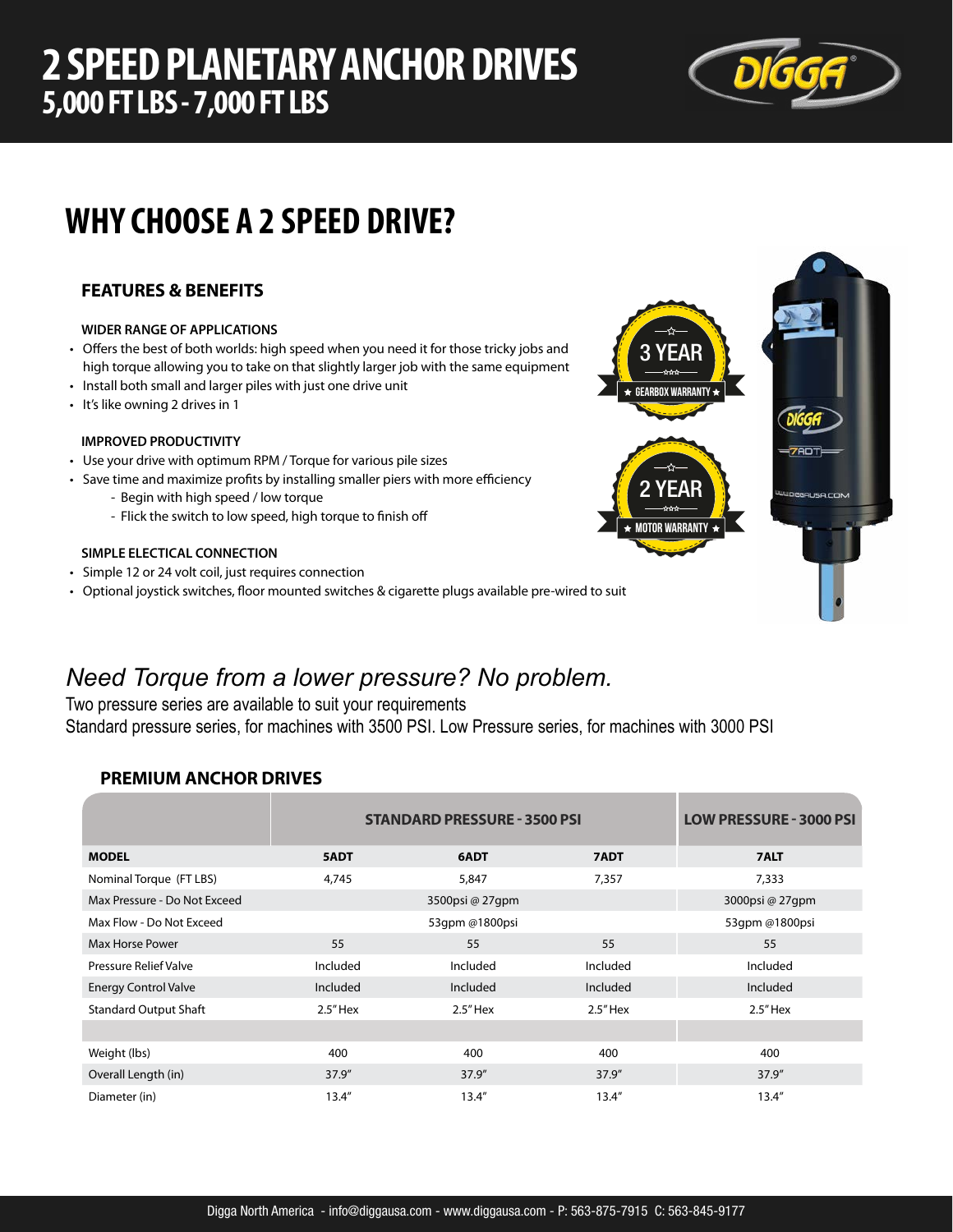# 2 SPEED PLANETARY ANCHOR DRIVES
## 5,000 FT LBS - 7,000 FT LBS

# WHY CHOOSE A 2 SPEED DRIVE?

### FEATURES & BENEFITS

**WIDER RANGE OF APPLICATIONS**

- Offers the best of both worlds: high speed when you need it for those tricky jobs and high torque allowing you to take on that slightly larger job with the same equipment
- Install both small and larger piles with just one drive unit
- It's like owning 2 drives in 1

**IMPROVED PRODUCTIVITY**

- Use your drive with optimum RPM / Torque for various pile sizes
- Save time and maximize profits by installing smaller piers with more efficiency
  - Begin with high speed / low torque
  - Flick the switch to low speed, high torque to finish off

**SIMPLE ELECTICAL CONNECTION**

- Simple 12 or 24 volt coil, just requires connection
- Optional joystick switches, floor mounted switches & cigarette plugs available pre-wired to suit

3 YEAR GEARBOX WARRANTY

2 YEAR MOTOR WARRANTY

*Need Torque from a lower pressure? No problem.*

Two pressure series are available to suit your requirements
Standard pressure series, for machines with 3500 PSI. Low Pressure series, for machines with 3000 PSI

### PREMIUM ANCHOR DRIVES

| | STANDARD PRESSURE - 3500 PSI | | | LOW PRESSURE - 3000 PSI |
|---|---|---|---|---|
| **MODEL** | **5ADT** | **6ADT** | **7ADT** | **7ALT** |
| Nominal Torque (FT LBS) | 4,745 | 5,847 | 7,357 | 7,333 |
| Max Pressure - Do Not Exceed | | 3500psi @ 27gpm | | 3000psi @ 27gpm |
| Max Flow - Do Not Exceed | | 53gpm @1800psi | | 53gpm @1800psi |
| Max Horse Power | 55 | 55 | 55 | 55 |
| Pressure Relief Valve | Included | Included | Included | Included |
| Energy Control Valve | Included | Included | Included | Included |
| Standard Output Shaft | 2.5" Hex | 2.5" Hex | 2.5" Hex | 2.5" Hex |
| | | | | |
| Weight (lbs) | 400 | 400 | 400 | 400 |
| Overall Length (in) | 37.9" | 37.9" | 37.9" | 37.9" |
| Diameter (in) | 13.4" | 13.4" | 13.4" | 13.4" |

Digga North America - info@diggausa.com - www.diggausa.com - P: 563-875-7915 C: 563-845-9177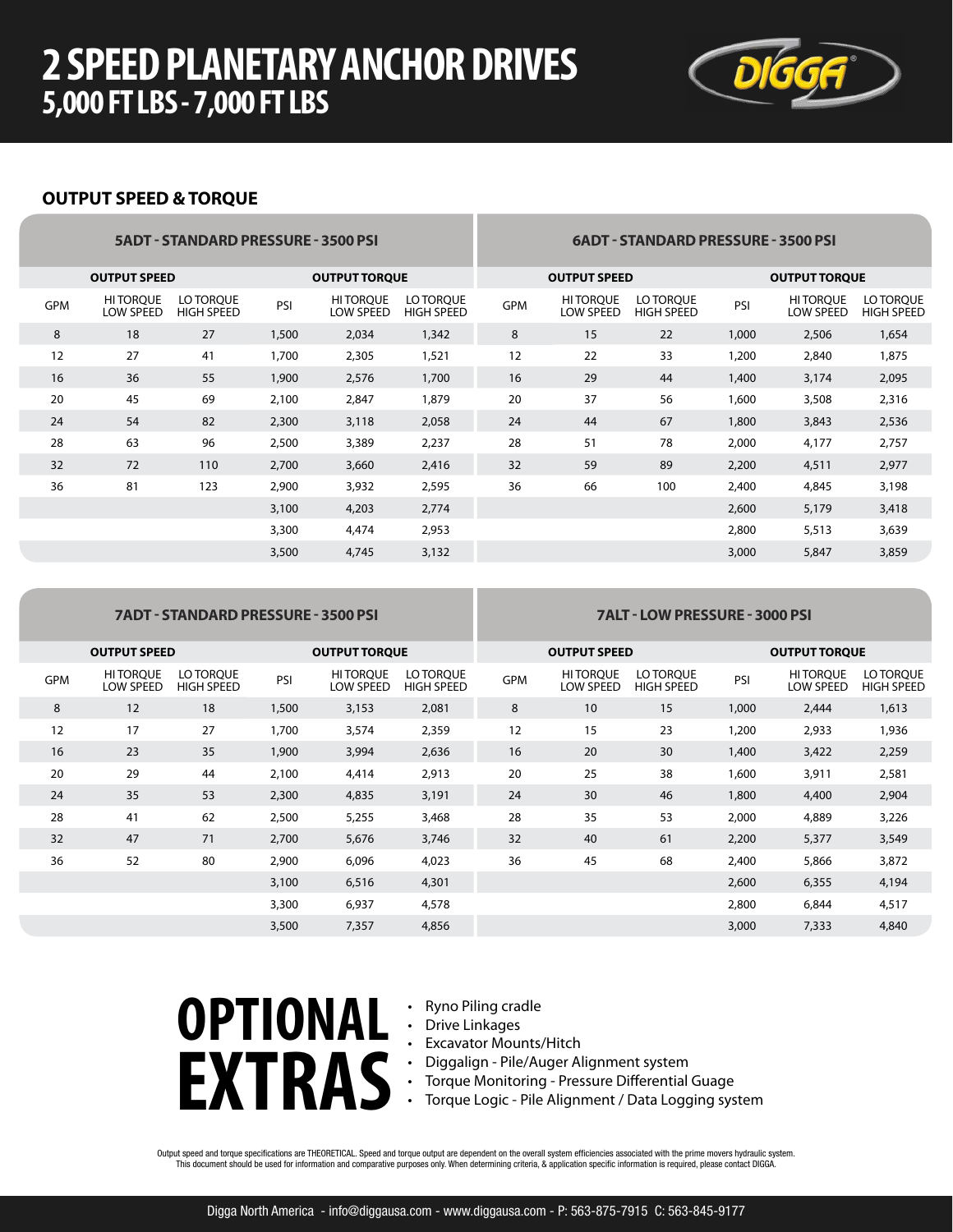# 2 SPEED PLANETARY ANCHOR DRIVES
## 5,000 FT LBS - 7,000 FT LBS

### OUTPUT SPEED & TORQUE

| 5ADT - STANDARD PRESSURE - 3500 PSI | | | | | |
|---|---|---|---|---|---|
| OUTPUT SPEED | | | OUTPUT TORQUE | | |
| GPM | HI TORQUE LOW SPEED | LO TORQUE HIGH SPEED | PSI | HI TORQUE LOW SPEED | LO TORQUE HIGH SPEED |
| 8 | 18 | 27 | 1,500 | 2,034 | 1,342 |
| 12 | 27 | 41 | 1,700 | 2,305 | 1,521 |
| 16 | 36 | 55 | 1,900 | 2,576 | 1,700 |
| 20 | 45 | 69 | 2,100 | 2,847 | 1,879 |
| 24 | 54 | 82 | 2,300 | 3,118 | 2,058 |
| 28 | 63 | 96 | 2,500 | 3,389 | 2,237 |
| 32 | 72 | 110 | 2,700 | 3,660 | 2,416 |
| 36 | 81 | 123 | 2,900 | 3,932 | 2,595 |
| | | | 3,100 | 4,203 | 2,774 |
| | | | 3,300 | 4,474 | 2,953 |
| | | | 3,500 | 4,745 | 3,132 |

| 6ADT - STANDARD PRESSURE - 3500 PSI | | | | | |
|---|---|---|---|---|---|
| OUTPUT SPEED | | | OUTPUT TORQUE | | |
| GPM | HI TORQUE LOW SPEED | LO TORQUE HIGH SPEED | PSI | HI TORQUE LOW SPEED | LO TORQUE HIGH SPEED |
| 8 | 15 | 22 | 1,000 | 2,506 | 1,654 |
| 12 | 22 | 33 | 1,200 | 2,840 | 1,875 |
| 16 | 29 | 44 | 1,400 | 3,174 | 2,095 |
| 20 | 37 | 56 | 1,600 | 3,508 | 2,316 |
| 24 | 44 | 67 | 1,800 | 3,843 | 2,536 |
| 28 | 51 | 78 | 2,000 | 4,177 | 2,757 |
| 32 | 59 | 89 | 2,200 | 4,511 | 2,977 |
| 36 | 66 | 100 | 2,400 | 4,845 | 3,198 |
| | | | 2,600 | 5,179 | 3,418 |
| | | | 2,800 | 5,513 | 3,639 |
| | | | 3,000 | 5,847 | 3,859 |

| 7ADT - STANDARD PRESSURE - 3500 PSI | | | | | |
|---|---|---|---|---|---|
| OUTPUT SPEED | | | OUTPUT TORQUE | | |
| GPM | HI TORQUE LOW SPEED | LO TORQUE HIGH SPEED | PSI | HI TORQUE LOW SPEED | LO TORQUE HIGH SPEED |
| 8 | 12 | 18 | 1,500 | 3,153 | 2,081 |
| 12 | 17 | 27 | 1,700 | 3,574 | 2,359 |
| 16 | 23 | 35 | 1,900 | 3,994 | 2,636 |
| 20 | 29 | 44 | 2,100 | 4,414 | 2,913 |
| 24 | 35 | 53 | 2,300 | 4,835 | 3,191 |
| 28 | 41 | 62 | 2,500 | 5,255 | 3,468 |
| 32 | 47 | 71 | 2,700 | 5,676 | 3,746 |
| 36 | 52 | 80 | 2,900 | 6,096 | 4,023 |
| | | | 3,100 | 6,516 | 4,301 |
| | | | 3,300 | 6,937 | 4,578 |
| | | | 3,500 | 7,357 | 4,856 |

| 7ALT - LOW PRESSURE - 3000 PSI | | | | | |
|---|---|---|---|---|---|
| OUTPUT SPEED | | | OUTPUT TORQUE | | |
| GPM | HI TORQUE LOW SPEED | LO TORQUE HIGH SPEED | PSI | HI TORQUE LOW SPEED | LO TORQUE HIGH SPEED |
| 8 | 10 | 15 | 1,000 | 2,444 | 1,613 |
| 12 | 15 | 23 | 1,200 | 2,933 | 1,936 |
| 16 | 20 | 30 | 1,400 | 3,422 | 2,259 |
| 20 | 25 | 38 | 1,600 | 3,911 | 2,581 |
| 24 | 30 | 46 | 1,800 | 4,400 | 2,904 |
| 28 | 35 | 53 | 2,000 | 4,889 | 3,226 |
| 32 | 40 | 61 | 2,200 | 5,377 | 3,549 |
| 36 | 45 | 68 | 2,400 | 5,866 | 3,872 |
| | | | 2,600 | 6,355 | 4,194 |
| | | | 2,800 | 6,844 | 4,517 |
| | | | 3,000 | 7,333 | 4,840 |

## OPTIONAL EXTRAS

- Ryno Piling cradle
- Drive Linkages
- Excavator Mounts/Hitch
- Diggalign - Pile/Auger Alignment system
- Torque Monitoring - Pressure Differential Guage
- Torque Logic - Pile Alignment / Data Logging system

Output speed and torque specifications are THEORETICAL. Speed and torque output are dependent on the overall system efficiencies associated with the prime movers hydraulic system. This document should be used for information and comparative purposes only. When determining criteria, & application specific information is required, please contact DIGGA.

Digga North America - info@diggausa.com - www.diggausa.com - P: 563-875-7915 C: 563-845-9177